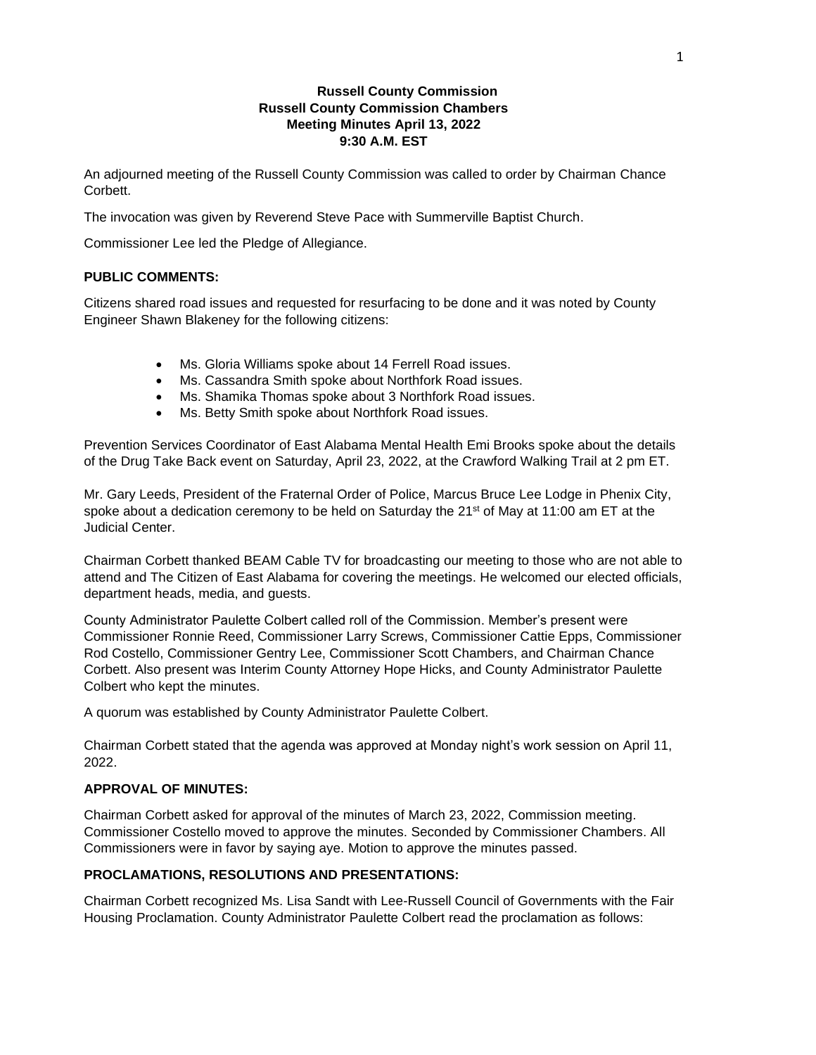**Russell County Commission**
**Russell County Commission Chambers**
**Meeting Minutes April 13, 2022**
**9:30 A.M. EST**

An adjourned meeting of the Russell County Commission was called to order by Chairman Chance Corbett.

The invocation was given by Reverend Steve Pace with Summerville Baptist Church.

Commissioner Lee led the Pledge of Allegiance.

**PUBLIC COMMENTS:**

Citizens shared road issues and requested for resurfacing to be done and it was noted by County Engineer Shawn Blakeney for the following citizens:

- Ms. Gloria Williams spoke about 14 Ferrell Road issues.
- Ms. Cassandra Smith spoke about Northfork Road issues.
- Ms. Shamika Thomas spoke about 3 Northfork Road issues.
- Ms. Betty Smith spoke about Northfork Road issues.

Prevention Services Coordinator of East Alabama Mental Health Emi Brooks spoke about the details of the Drug Take Back event on Saturday, April 23, 2022, at the Crawford Walking Trail at 2 pm ET.

Mr. Gary Leeds, President of the Fraternal Order of Police, Marcus Bruce Lee Lodge in Phenix City, spoke about a dedication ceremony to be held on Saturday the 21st of May at 11:00 am ET at the Judicial Center.

Chairman Corbett thanked BEAM Cable TV for broadcasting our meeting to those who are not able to attend and The Citizen of East Alabama for covering the meetings. He welcomed our elected officials, department heads, media, and guests.

County Administrator Paulette Colbert called roll of the Commission. Member's present were Commissioner Ronnie Reed, Commissioner Larry Screws, Commissioner Cattie Epps, Commissioner Rod Costello, Commissioner Gentry Lee, Commissioner Scott Chambers, and Chairman Chance Corbett. Also present was Interim County Attorney Hope Hicks, and County Administrator Paulette Colbert who kept the minutes.

A quorum was established by County Administrator Paulette Colbert.

Chairman Corbett stated that the agenda was approved at Monday night's work session on April 11, 2022.

**APPROVAL OF MINUTES:**

Chairman Corbett asked for approval of the minutes of March 23, 2022, Commission meeting. Commissioner Costello moved to approve the minutes. Seconded by Commissioner Chambers. All Commissioners were in favor by saying aye. Motion to approve the minutes passed.

**PROCLAMATIONS, RESOLUTIONS AND PRESENTATIONS:**

Chairman Corbett recognized Ms. Lisa Sandt with Lee-Russell Council of Governments with the Fair Housing Proclamation. County Administrator Paulette Colbert read the proclamation as follows: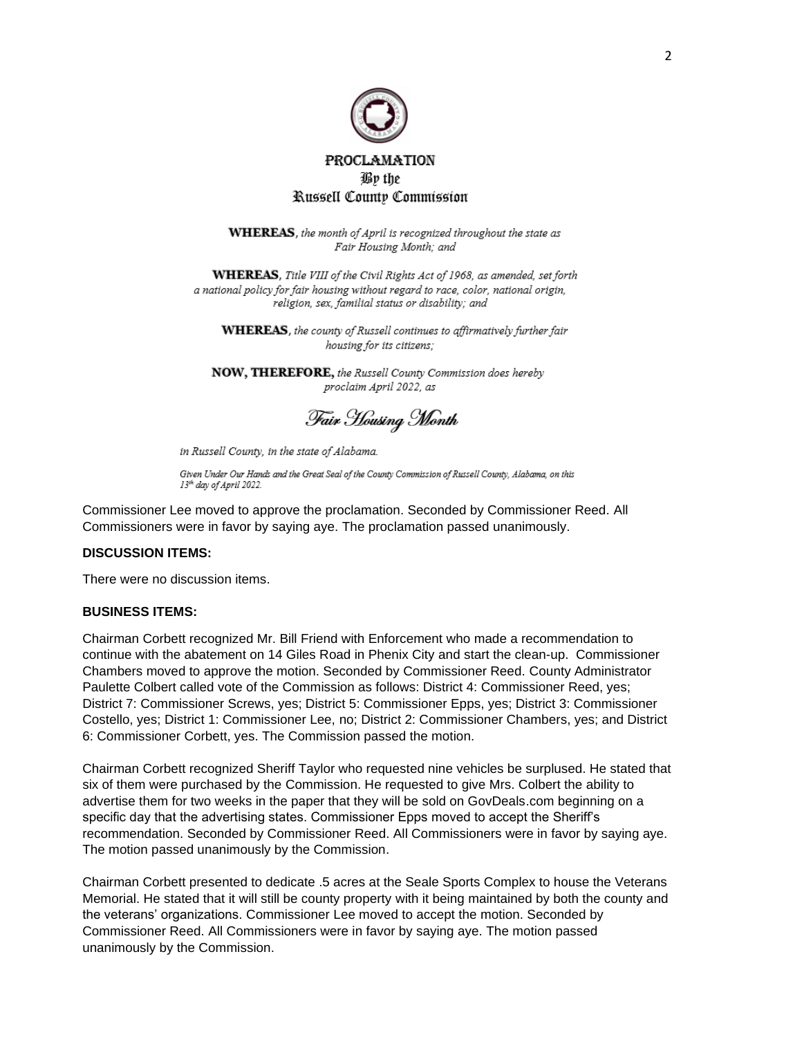# PROCLAMATION
## By the
## Russell County Commission

**WHEREAS**, *the month of April is recognized throughout the state as Fair Housing Month; and*

**WHEREAS**, *Title VIII of the Civil Rights Act of 1968, as amended, set forth a national policy for fair housing without regard to race, color, national origin, religion, sex, familial status or disability; and*

**WHEREAS**, *the county of Russell continues to affirmatively further fair housing for its citizens;*

**NOW, THEREFORE,** *the Russell County Commission does hereby proclaim April 2022, as*

*Fair Housing Month*

*in Russell County, in the state of Alabama.*

*Given Under Our Hands and the Great Seal of the County Commission of Russell County, Alabama, on this 13th day of April 2022.*

Commissioner Lee moved to approve the proclamation. Seconded by Commissioner Reed. All Commissioners were in favor by saying aye. The proclamation passed unanimously.

**DISCUSSION ITEMS:**

There were no discussion items.

**BUSINESS ITEMS:**

Chairman Corbett recognized Mr. Bill Friend with Enforcement who made a recommendation to continue with the abatement on 14 Giles Road in Phenix City and start the clean-up. Commissioner Chambers moved to approve the motion. Seconded by Commissioner Reed. County Administrator Paulette Colbert called vote of the Commission as follows: District 4: Commissioner Reed, yes; District 7: Commissioner Screws, yes; District 5: Commissioner Epps, yes; District 3: Commissioner Costello, yes; District 1: Commissioner Lee, no; District 2: Commissioner Chambers, yes; and District 6: Commissioner Corbett, yes. The Commission passed the motion.

Chairman Corbett recognized Sheriff Taylor who requested nine vehicles be surplused. He stated that six of them were purchased by the Commission. He requested to give Mrs. Colbert the ability to advertise them for two weeks in the paper that they will be sold on GovDeals.com beginning on a specific day that the advertising states. Commissioner Epps moved to accept the Sheriff's recommendation. Seconded by Commissioner Reed. All Commissioners were in favor by saying aye. The motion passed unanimously by the Commission.

Chairman Corbett presented to dedicate .5 acres at the Seale Sports Complex to house the Veterans Memorial. He stated that it will still be county property with it being maintained by both the county and the veterans' organizations. Commissioner Lee moved to accept the motion. Seconded by Commissioner Reed. All Commissioners were in favor by saying aye. The motion passed unanimously by the Commission.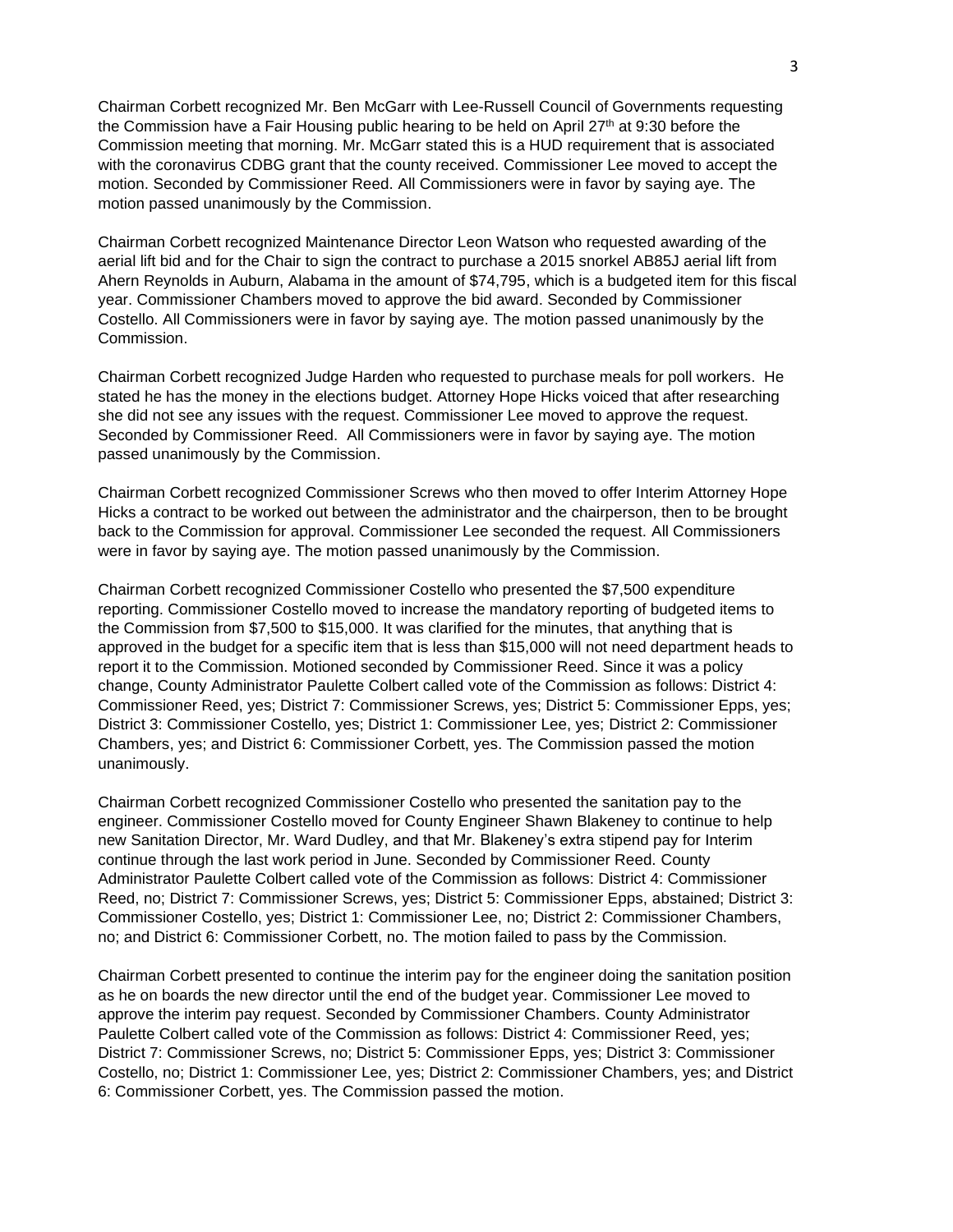Chairman Corbett recognized Mr. Ben McGarr with Lee-Russell Council of Governments requesting the Commission have a Fair Housing public hearing to be held on April 27th at 9:30 before the Commission meeting that morning. Mr. McGarr stated this is a HUD requirement that is associated with the coronavirus CDBG grant that the county received. Commissioner Lee moved to accept the motion. Seconded by Commissioner Reed. All Commissioners were in favor by saying aye. The motion passed unanimously by the Commission.

Chairman Corbett recognized Maintenance Director Leon Watson who requested awarding of the aerial lift bid and for the Chair to sign the contract to purchase a 2015 snorkel AB85J aerial lift from Ahern Reynolds in Auburn, Alabama in the amount of $74,795, which is a budgeted item for this fiscal year. Commissioner Chambers moved to approve the bid award. Seconded by Commissioner Costello. All Commissioners were in favor by saying aye. The motion passed unanimously by the Commission.

Chairman Corbett recognized Judge Harden who requested to purchase meals for poll workers. He stated he has the money in the elections budget. Attorney Hope Hicks voiced that after researching she did not see any issues with the request. Commissioner Lee moved to approve the request. Seconded by Commissioner Reed. All Commissioners were in favor by saying aye. The motion passed unanimously by the Commission.

Chairman Corbett recognized Commissioner Screws who then moved to offer Interim Attorney Hope Hicks a contract to be worked out between the administrator and the chairperson, then to be brought back to the Commission for approval. Commissioner Lee seconded the request. All Commissioners were in favor by saying aye. The motion passed unanimously by the Commission.

Chairman Corbett recognized Commissioner Costello who presented the $7,500 expenditure reporting. Commissioner Costello moved to increase the mandatory reporting of budgeted items to the Commission from $7,500 to $15,000. It was clarified for the minutes, that anything that is approved in the budget for a specific item that is less than $15,000 will not need department heads to report it to the Commission. Motioned seconded by Commissioner Reed. Since it was a policy change, County Administrator Paulette Colbert called vote of the Commission as follows: District 4: Commissioner Reed, yes; District 7: Commissioner Screws, yes; District 5: Commissioner Epps, yes; District 3: Commissioner Costello, yes; District 1: Commissioner Lee, yes; District 2: Commissioner Chambers, yes; and District 6: Commissioner Corbett, yes. The Commission passed the motion unanimously.

Chairman Corbett recognized Commissioner Costello who presented the sanitation pay to the engineer. Commissioner Costello moved for County Engineer Shawn Blakeney to continue to help new Sanitation Director, Mr. Ward Dudley, and that Mr. Blakeney's extra stipend pay for Interim continue through the last work period in June. Seconded by Commissioner Reed. County Administrator Paulette Colbert called vote of the Commission as follows: District 4: Commissioner Reed, no; District 7: Commissioner Screws, yes; District 5: Commissioner Epps, abstained; District 3: Commissioner Costello, yes; District 1: Commissioner Lee, no; District 2: Commissioner Chambers, no; and District 6: Commissioner Corbett, no. The motion failed to pass by the Commission.

Chairman Corbett presented to continue the interim pay for the engineer doing the sanitation position as he on boards the new director until the end of the budget year. Commissioner Lee moved to approve the interim pay request. Seconded by Commissioner Chambers. County Administrator Paulette Colbert called vote of the Commission as follows: District 4: Commissioner Reed, yes; District 7: Commissioner Screws, no; District 5: Commissioner Epps, yes; District 3: Commissioner Costello, no; District 1: Commissioner Lee, yes; District 2: Commissioner Chambers, yes; and District 6: Commissioner Corbett, yes. The Commission passed the motion.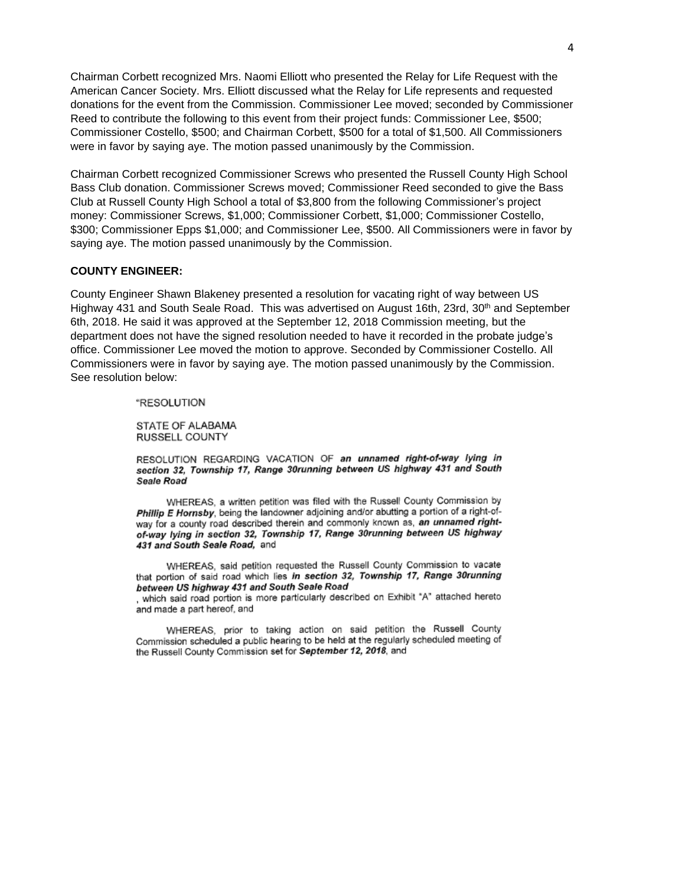Chairman Corbett recognized Mrs. Naomi Elliott who presented the Relay for Life Request with the American Cancer Society. Mrs. Elliott discussed what the Relay for Life represents and requested donations for the event from the Commission. Commissioner Lee moved; seconded by Commissioner Reed to contribute the following to this event from their project funds: Commissioner Lee, $500; Commissioner Costello, $500; and Chairman Corbett, $500 for a total of $1,500. All Commissioners were in favor by saying aye. The motion passed unanimously by the Commission.

Chairman Corbett recognized Commissioner Screws who presented the Russell County High School Bass Club donation. Commissioner Screws moved; Commissioner Reed seconded to give the Bass Club at Russell County High School a total of $3,800 from the following Commissioner's project money: Commissioner Screws, $1,000; Commissioner Corbett, $1,000; Commissioner Costello, $300; Commissioner Epps $1,000; and Commissioner Lee, $500. All Commissioners were in favor by saying aye. The motion passed unanimously by the Commission.

**COUNTY ENGINEER:**

County Engineer Shawn Blakeney presented a resolution for vacating right of way between US Highway 431 and South Seale Road. This was advertised on August 16th, 23rd, 30th and September 6th, 2018. He said it was approved at the September 12, 2018 Commission meeting, but the department does not have the signed resolution needed to have it recorded in the probate judge's office. Commissioner Lee moved the motion to approve. Seconded by Commissioner Costello. All Commissioners were in favor by saying aye. The motion passed unanimously by the Commission. See resolution below:

"RESOLUTION

STATE OF ALABAMA
RUSSELL COUNTY

RESOLUTION REGARDING VACATION OF ***an unnamed right-of-way lying in section 32, Township 17, Range 30running between US highway 431 and South Seale Road***

WHEREAS, a written petition was filed with the Russell County Commission by ***Phillip E Hornsby***, being the landowner adjoining and/or abutting a portion of a right-of-way for a county road described therein and commonly known as, ***an unnamed right-of-way lying in section 32, Township 17, Range 30running between US highway 431 and South Seale Road,*** and

WHEREAS, said petition requested the Russell County Commission to vacate that portion of said road which lies ***in section 32, Township 17, Range 30running between US highway 431 and South Seale Road***
, which said road portion is more particularly described on Exhibit "A" attached hereto and made a part hereof, and

WHEREAS, prior to taking action on said petition the Russell County Commission scheduled a public hearing to be held at the regularly scheduled meeting of the Russell County Commission set for ***September 12, 2018***, and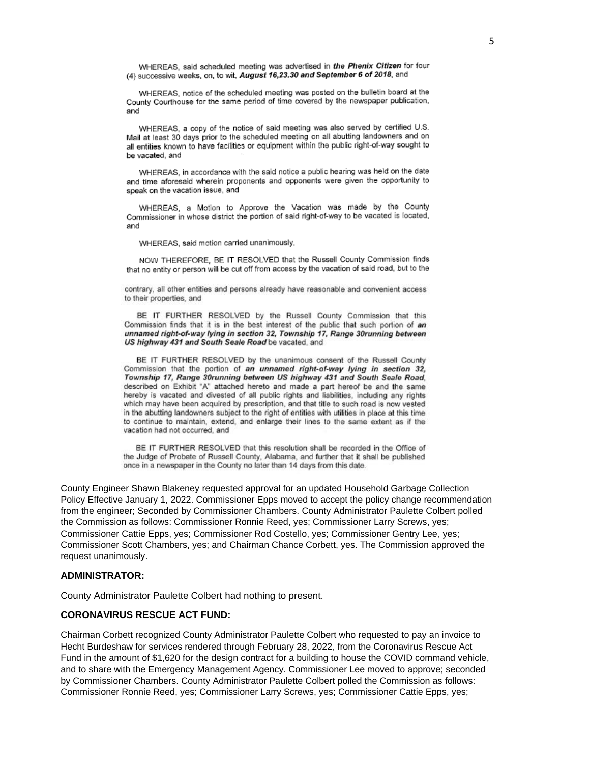WHEREAS, said scheduled meeting was advertised in ***the Phenix Citizen*** for four (4) successive weeks, on, to wit, ***August 16,23,30 and September 6 of 2018***, and

WHEREAS, notice of the scheduled meeting was posted on the bulletin board at the County Courthouse for the same period of time covered by the newspaper publication, and

WHEREAS, a copy of the notice of said meeting was also served by certified U.S. Mail at least 30 days prior to the scheduled meeting on all abutting landowners and on all entities known to have facilities or equipment within the public right-of-way sought to be vacated, and

WHEREAS, in accordance with the said notice a public hearing was held on the date and time aforesaid wherein proponents and opponents were given the opportunity to speak on the vacation issue, and

WHEREAS, a Motion to Approve the Vacation was made by the County Commissioner in whose district the portion of said right-of-way to be vacated is located, and

WHEREAS, said motion carried unanimously,

NOW THEREFORE, BE IT RESOLVED that the Russell County Commission finds that no entity or person will be cut off from access by the vacation of said road, but to the contrary, all other entities and persons already have reasonable and convenient access to their properties, and

BE IT FURTHER RESOLVED by the Russell County Commission that this Commission finds that it is in the best interest of the public that such portion of ***an unnamed right-of-way lying in section 32, Township 17, Range 30running between US highway 431 and South Seale Road*** be vacated, and

BE IT FURTHER RESOLVED by the unanimous consent of the Russell County Commission that the portion of ***an unnamed right-of-way lying in section 32, Township 17, Range 30running between US highway 431 and South Seale Road***, described on Exhibit "A" attached hereto and made a part hereof be and the same hereby is vacated and divested of all public rights and liabilities, including any rights which may have been acquired by prescription, and that title to such road is now vested in the abutting landowners subject to the right of entities with utilities in place at this time to continue to maintain, extend, and enlarge their lines to the same extent as if the vacation had not occurred, and

BE IT FURTHER RESOLVED that this resolution shall be recorded in the Office of the Judge of Probate of Russell County, Alabama, and further that it shall be published once in a newspaper in the County no later than 14 days from this date.

County Engineer Shawn Blakeney requested approval for an updated Household Garbage Collection Policy Effective January 1, 2022. Commissioner Epps moved to accept the policy change recommendation from the engineer; Seconded by Commissioner Chambers. County Administrator Paulette Colbert polled the Commission as follows: Commissioner Ronnie Reed, yes; Commissioner Larry Screws, yes; Commissioner Cattie Epps, yes; Commissioner Rod Costello, yes; Commissioner Gentry Lee, yes; Commissioner Scott Chambers, yes; and Chairman Chance Corbett, yes. The Commission approved the request unanimously.

**ADMINISTRATOR:**

County Administrator Paulette Colbert had nothing to present.

**CORONAVIRUS RESCUE ACT FUND:**

Chairman Corbett recognized County Administrator Paulette Colbert who requested to pay an invoice to Hecht Burdeshaw for services rendered through February 28, 2022, from the Coronavirus Rescue Act Fund in the amount of $1,620 for the design contract for a building to house the COVID command vehicle, and to share with the Emergency Management Agency. Commissioner Lee moved to approve; seconded by Commissioner Chambers. County Administrator Paulette Colbert polled the Commission as follows: Commissioner Ronnie Reed, yes; Commissioner Larry Screws, yes; Commissioner Cattie Epps, yes;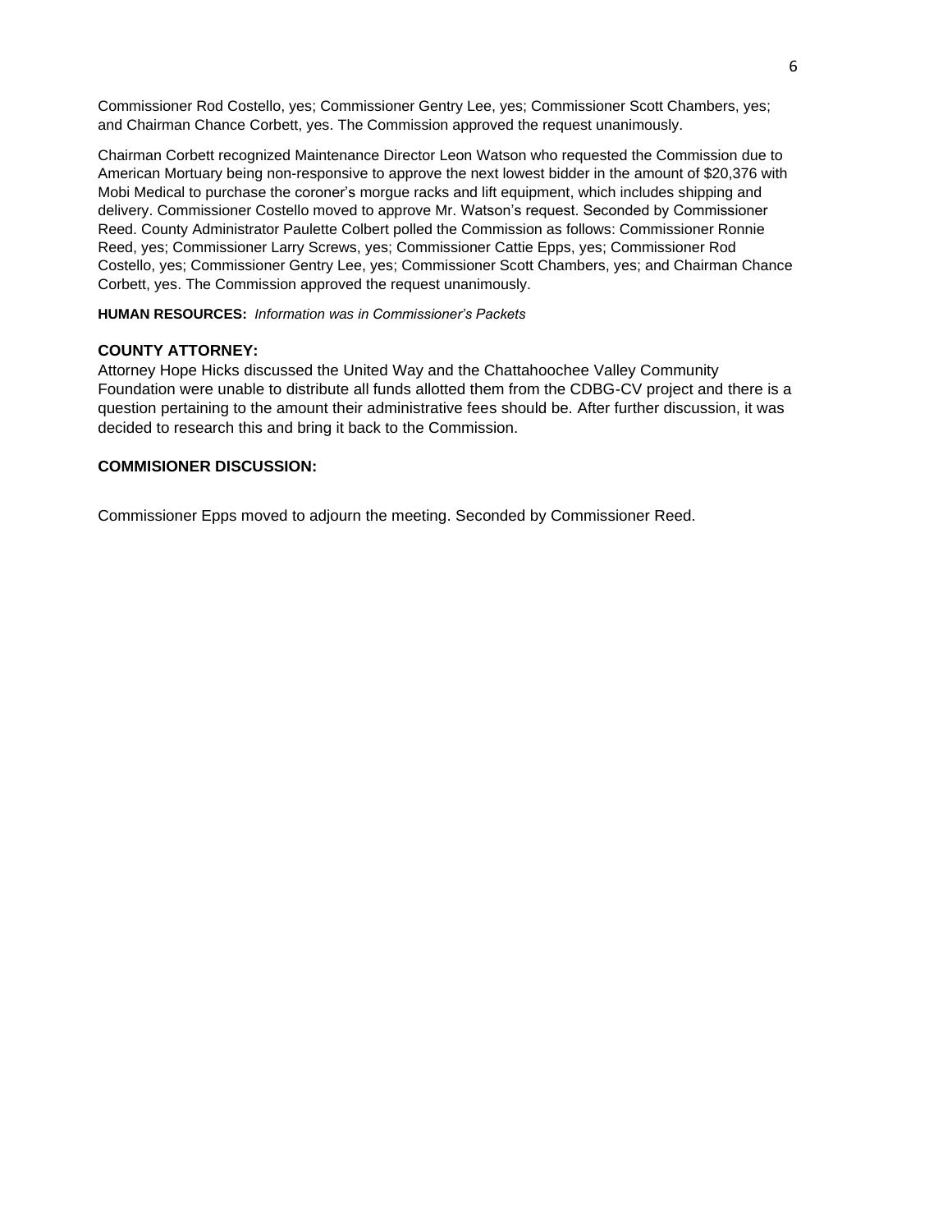Commissioner Rod Costello, yes; Commissioner Gentry Lee, yes; Commissioner Scott Chambers, yes; and Chairman Chance Corbett, yes. The Commission approved the request unanimously.

Chairman Corbett recognized Maintenance Director Leon Watson who requested the Commission due to American Mortuary being non-responsive to approve the next lowest bidder in the amount of $20,376 with Mobi Medical to purchase the coroner's morgue racks and lift equipment, which includes shipping and delivery. Commissioner Costello moved to approve Mr. Watson's request. Seconded by Commissioner Reed. County Administrator Paulette Colbert polled the Commission as follows: Commissioner Ronnie Reed, yes; Commissioner Larry Screws, yes; Commissioner Cattie Epps, yes; Commissioner Rod Costello, yes; Commissioner Gentry Lee, yes; Commissioner Scott Chambers, yes; and Chairman Chance Corbett, yes. The Commission approved the request unanimously.

**HUMAN RESOURCES:** *Information was in Commissioner's Packets*

**COUNTY ATTORNEY:**

Attorney Hope Hicks discussed the United Way and the Chattahoochee Valley Community Foundation were unable to distribute all funds allotted them from the CDBG-CV project and there is a question pertaining to the amount their administrative fees should be. After further discussion, it was decided to research this and bring it back to the Commission.

**COMMISIONER DISCUSSION:**

Commissioner Epps moved to adjourn the meeting. Seconded by Commissioner Reed.